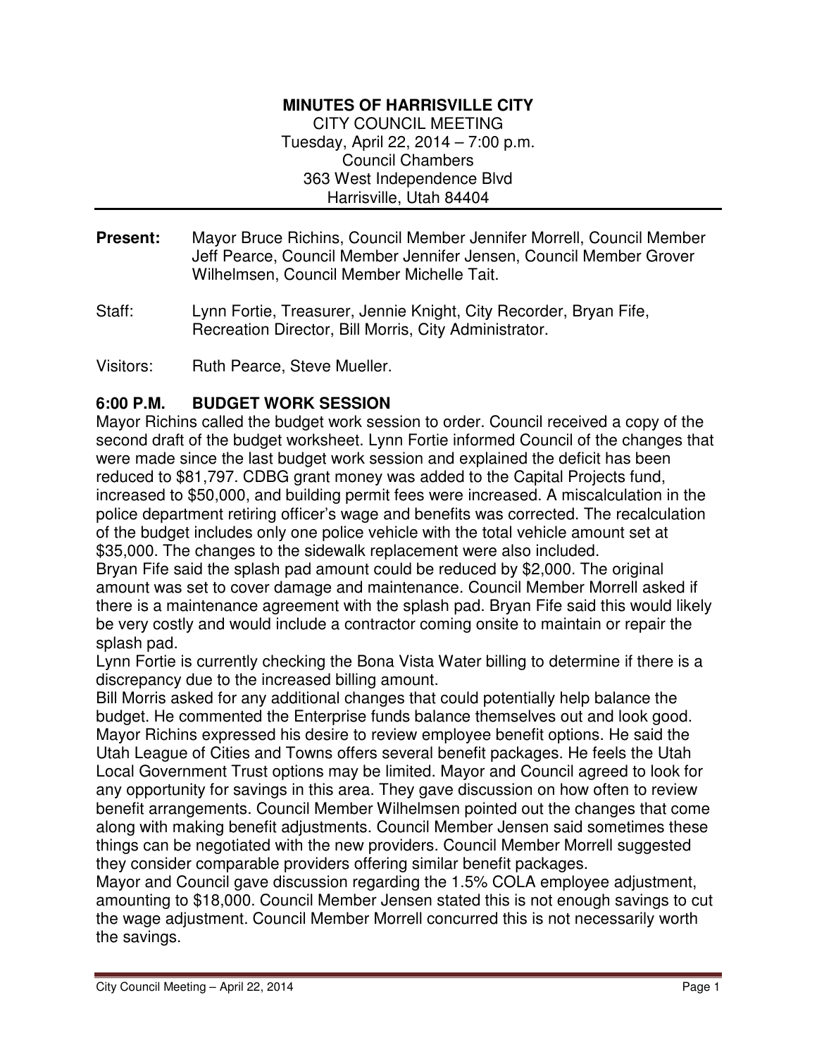**MINUTES OF HARRISVILLE CITY**
CITY COUNCIL MEETING
Tuesday, April 22, 2014 – 7:00 p.m.
Council Chambers
363 West Independence Blvd
Harrisville, Utah 84404

---

**Present:** Mayor Bruce Richins, Council Member Jennifer Morrell, Council Member Jeff Pearce, Council Member Jennifer Jensen, Council Member Grover Wilhelmsen, Council Member Michelle Tait.

Staff: Lynn Fortie, Treasurer, Jennie Knight, City Recorder, Bryan Fife, Recreation Director, Bill Morris, City Administrator.

Visitors: Ruth Pearce, Steve Mueller.

## 6:00 P.M. BUDGET WORK SESSION

Mayor Richins called the budget work session to order. Council received a copy of the second draft of the budget worksheet. Lynn Fortie informed Council of the changes that were made since the last budget work session and explained the deficit has been reduced to $81,797. CDBG grant money was added to the Capital Projects fund, increased to $50,000, and building permit fees were increased. A miscalculation in the police department retiring officer's wage and benefits was corrected. The recalculation of the budget includes only one police vehicle with the total vehicle amount set at $35,000. The changes to the sidewalk replacement were also included.

Bryan Fife said the splash pad amount could be reduced by $2,000. The original amount was set to cover damage and maintenance. Council Member Morrell asked if there is a maintenance agreement with the splash pad. Bryan Fife said this would likely be very costly and would include a contractor coming onsite to maintain or repair the splash pad.

Lynn Fortie is currently checking the Bona Vista Water billing to determine if there is a discrepancy due to the increased billing amount.

Bill Morris asked for any additional changes that could potentially help balance the budget. He commented the Enterprise funds balance themselves out and look good. Mayor Richins expressed his desire to review employee benefit options. He said the Utah League of Cities and Towns offers several benefit packages. He feels the Utah Local Government Trust options may be limited. Mayor and Council agreed to look for any opportunity for savings in this area. They gave discussion on how often to review benefit arrangements. Council Member Wilhelmsen pointed out the changes that come along with making benefit adjustments. Council Member Jensen said sometimes these things can be negotiated with the new providers. Council Member Morrell suggested they consider comparable providers offering similar benefit packages.

Mayor and Council gave discussion regarding the 1.5% COLA employee adjustment, amounting to $18,000. Council Member Jensen stated this is not enough savings to cut the wage adjustment. Council Member Morrell concurred this is not necessarily worth the savings.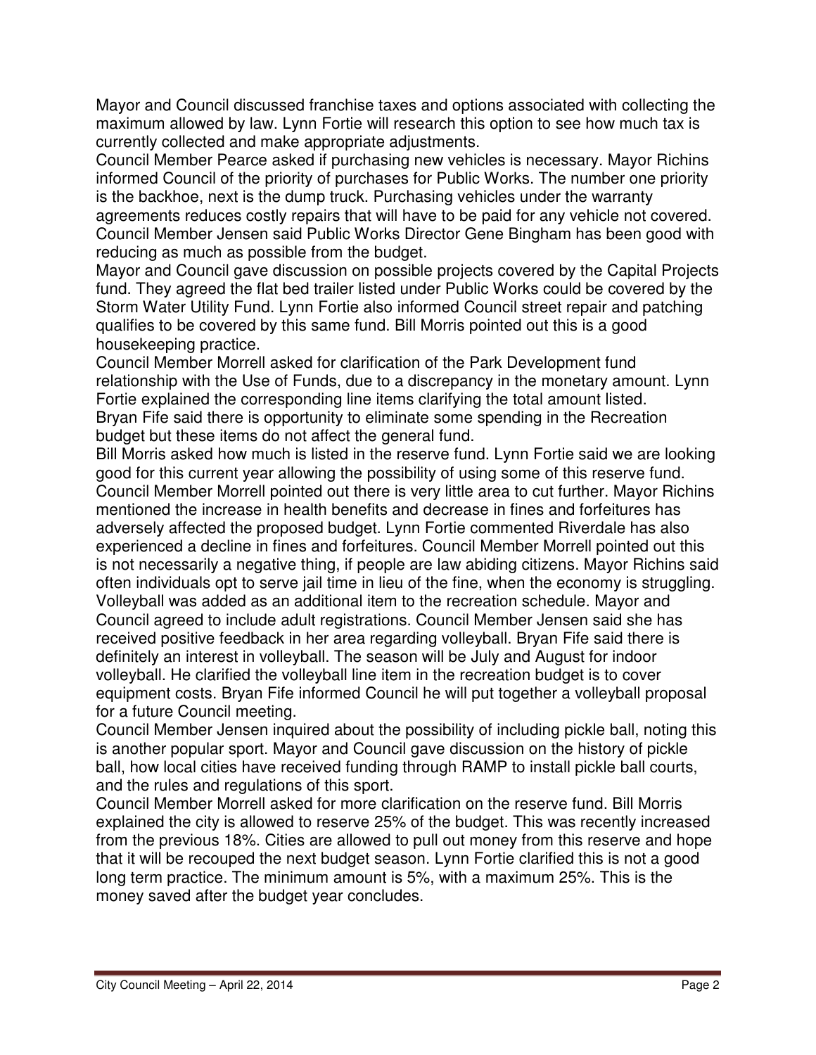Mayor and Council discussed franchise taxes and options associated with collecting the maximum allowed by law. Lynn Fortie will research this option to see how much tax is currently collected and make appropriate adjustments.

Council Member Pearce asked if purchasing new vehicles is necessary. Mayor Richins informed Council of the priority of purchases for Public Works. The number one priority is the backhoe, next is the dump truck. Purchasing vehicles under the warranty agreements reduces costly repairs that will have to be paid for any vehicle not covered. Council Member Jensen said Public Works Director Gene Bingham has been good with reducing as much as possible from the budget.

Mayor and Council gave discussion on possible projects covered by the Capital Projects fund. They agreed the flat bed trailer listed under Public Works could be covered by the Storm Water Utility Fund. Lynn Fortie also informed Council street repair and patching qualifies to be covered by this same fund. Bill Morris pointed out this is a good housekeeping practice.

Council Member Morrell asked for clarification of the Park Development fund relationship with the Use of Funds, due to a discrepancy in the monetary amount. Lynn Fortie explained the corresponding line items clarifying the total amount listed.

Bryan Fife said there is opportunity to eliminate some spending in the Recreation budget but these items do not affect the general fund.

Bill Morris asked how much is listed in the reserve fund. Lynn Fortie said we are looking good for this current year allowing the possibility of using some of this reserve fund. Council Member Morrell pointed out there is very little area to cut further. Mayor Richins mentioned the increase in health benefits and decrease in fines and forfeitures has adversely affected the proposed budget. Lynn Fortie commented Riverdale has also experienced a decline in fines and forfeitures. Council Member Morrell pointed out this is not necessarily a negative thing, if people are law abiding citizens. Mayor Richins said often individuals opt to serve jail time in lieu of the fine, when the economy is struggling.

Volleyball was added as an additional item to the recreation schedule. Mayor and Council agreed to include adult registrations. Council Member Jensen said she has received positive feedback in her area regarding volleyball. Bryan Fife said there is definitely an interest in volleyball. The season will be July and August for indoor volleyball. He clarified the volleyball line item in the recreation budget is to cover equipment costs. Bryan Fife informed Council he will put together a volleyball proposal for a future Council meeting.

Council Member Jensen inquired about the possibility of including pickle ball, noting this is another popular sport. Mayor and Council gave discussion on the history of pickle ball, how local cities have received funding through RAMP to install pickle ball courts, and the rules and regulations of this sport.

Council Member Morrell asked for more clarification on the reserve fund. Bill Morris explained the city is allowed to reserve 25% of the budget. This was recently increased from the previous 18%. Cities are allowed to pull out money from this reserve and hope that it will be recouped the next budget season. Lynn Fortie clarified this is not a good long term practice. The minimum amount is 5%, with a maximum 25%. This is the money saved after the budget year concludes.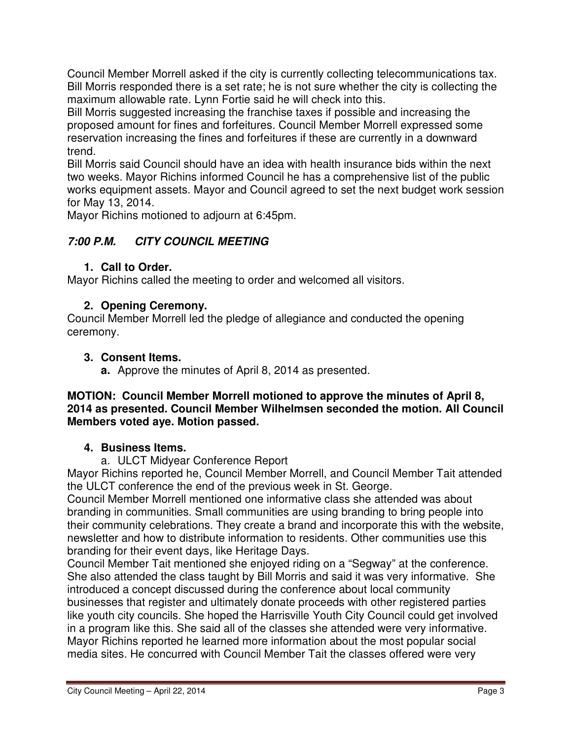Council Member Morrell asked if the city is currently collecting telecommunications tax. Bill Morris responded there is a set rate; he is not sure whether the city is collecting the maximum allowable rate. Lynn Fortie said he will check into this.
Bill Morris suggested increasing the franchise taxes if possible and increasing the proposed amount for fines and forfeitures. Council Member Morrell expressed some reservation increasing the fines and forfeitures if these are currently in a downward trend.
Bill Morris said Council should have an idea with health insurance bids within the next two weeks. Mayor Richins informed Council he has a comprehensive list of the public works equipment assets. Mayor and Council agreed to set the next budget work session for May 13, 2014.
Mayor Richins motioned to adjourn at 6:45pm.

## *7:00 P.M. CITY COUNCIL MEETING*

### 1. Call to Order.

Mayor Richins called the meeting to order and welcomed all visitors.

### 2. Opening Ceremony.

Council Member Morrell led the pledge of allegiance and conducted the opening ceremony.

### 3. Consent Items.

**a.** Approve the minutes of April 8, 2014 as presented.

**MOTION: Council Member Morrell motioned to approve the minutes of April 8, 2014 as presented. Council Member Wilhelmsen seconded the motion. All Council Members voted aye. Motion passed.**

### 4. Business Items.

a. ULCT Midyear Conference Report

Mayor Richins reported he, Council Member Morrell, and Council Member Tait attended the ULCT conference the end of the previous week in St. George.
Council Member Morrell mentioned one informative class she attended was about branding in communities. Small communities are using branding to bring people into their community celebrations. They create a brand and incorporate this with the website, newsletter and how to distribute information to residents. Other communities use this branding for their event days, like Heritage Days.
Council Member Tait mentioned she enjoyed riding on a "Segway" at the conference. She also attended the class taught by Bill Morris and said it was very informative. She introduced a concept discussed during the conference about local community businesses that register and ultimately donate proceeds with other registered parties like youth city councils. She hoped the Harrisville Youth City Council could get involved in a program like this. She said all of the classes she attended were very informative.
Mayor Richins reported he learned more information about the most popular social media sites. He concurred with Council Member Tait the classes offered were very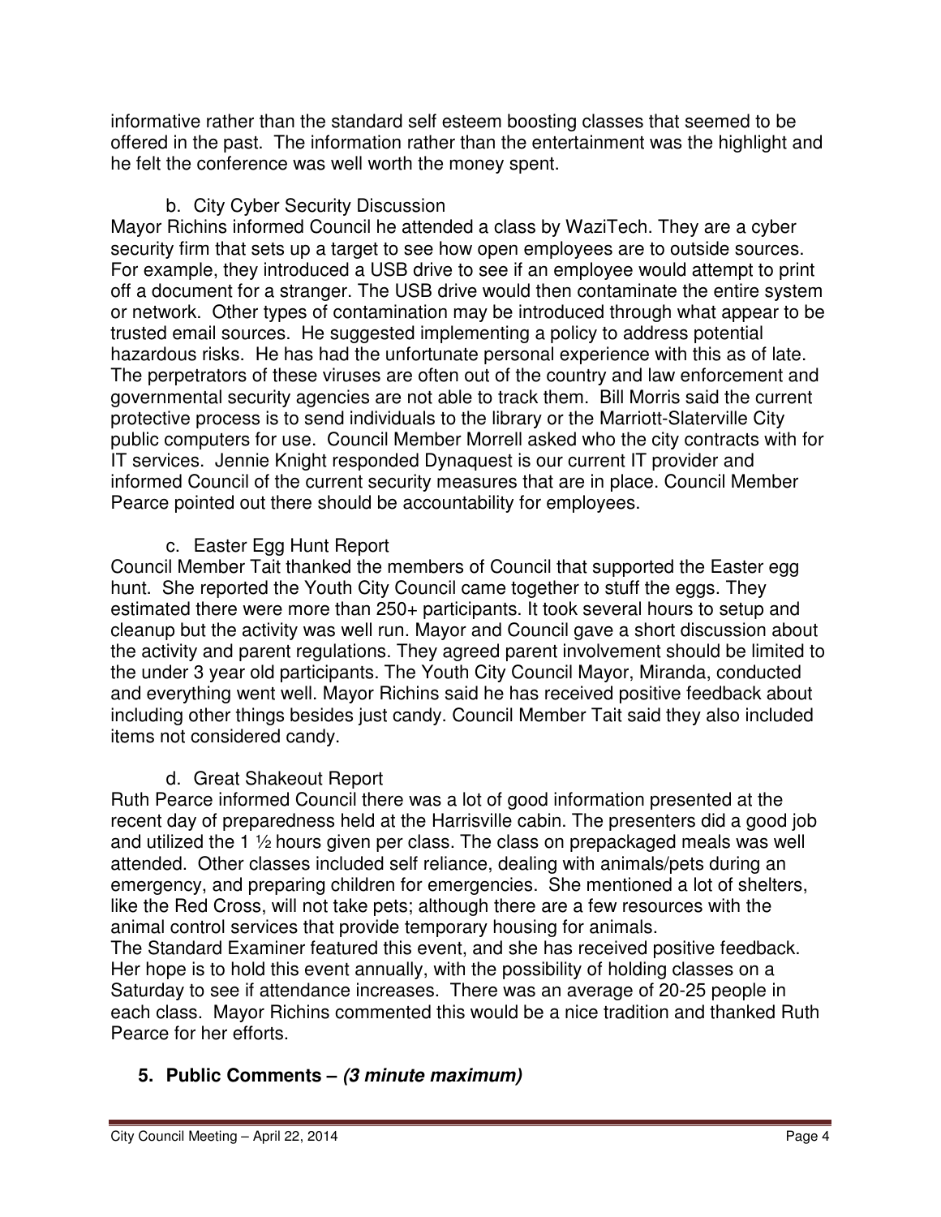informative rather than the standard self esteem boosting classes that seemed to be offered in the past. The information rather than the entertainment was the highlight and he felt the conference was well worth the money spent.

b. City Cyber Security Discussion

Mayor Richins informed Council he attended a class by WaziTech. They are a cyber security firm that sets up a target to see how open employees are to outside sources. For example, they introduced a USB drive to see if an employee would attempt to print off a document for a stranger. The USB drive would then contaminate the entire system or network. Other types of contamination may be introduced through what appear to be trusted email sources. He suggested implementing a policy to address potential hazardous risks. He has had the unfortunate personal experience with this as of late. The perpetrators of these viruses are often out of the country and law enforcement and governmental security agencies are not able to track them. Bill Morris said the current protective process is to send individuals to the library or the Marriott-Slaterville City public computers for use. Council Member Morrell asked who the city contracts with for IT services. Jennie Knight responded Dynaquest is our current IT provider and informed Council of the current security measures that are in place. Council Member Pearce pointed out there should be accountability for employees.

c. Easter Egg Hunt Report

Council Member Tait thanked the members of Council that supported the Easter egg hunt. She reported the Youth City Council came together to stuff the eggs. They estimated there were more than 250+ participants. It took several hours to setup and cleanup but the activity was well run. Mayor and Council gave a short discussion about the activity and parent regulations. They agreed parent involvement should be limited to the under 3 year old participants. The Youth City Council Mayor, Miranda, conducted and everything went well. Mayor Richins said he has received positive feedback about including other things besides just candy. Council Member Tait said they also included items not considered candy.

d. Great Shakeout Report

Ruth Pearce informed Council there was a lot of good information presented at the recent day of preparedness held at the Harrisville cabin. The presenters did a good job and utilized the 1 ½ hours given per class. The class on prepackaged meals was well attended. Other classes included self reliance, dealing with animals/pets during an emergency, and preparing children for emergencies. She mentioned a lot of shelters, like the Red Cross, will not take pets; although there are a few resources with the animal control services that provide temporary housing for animals.

The Standard Examiner featured this event, and she has received positive feedback. Her hope is to hold this event annually, with the possibility of holding classes on a Saturday to see if attendance increases. There was an average of 20-25 people in each class. Mayor Richins commented this would be a nice tradition and thanked Ruth Pearce for her efforts.

## 5. Public Comments – *(3 minute maximum)*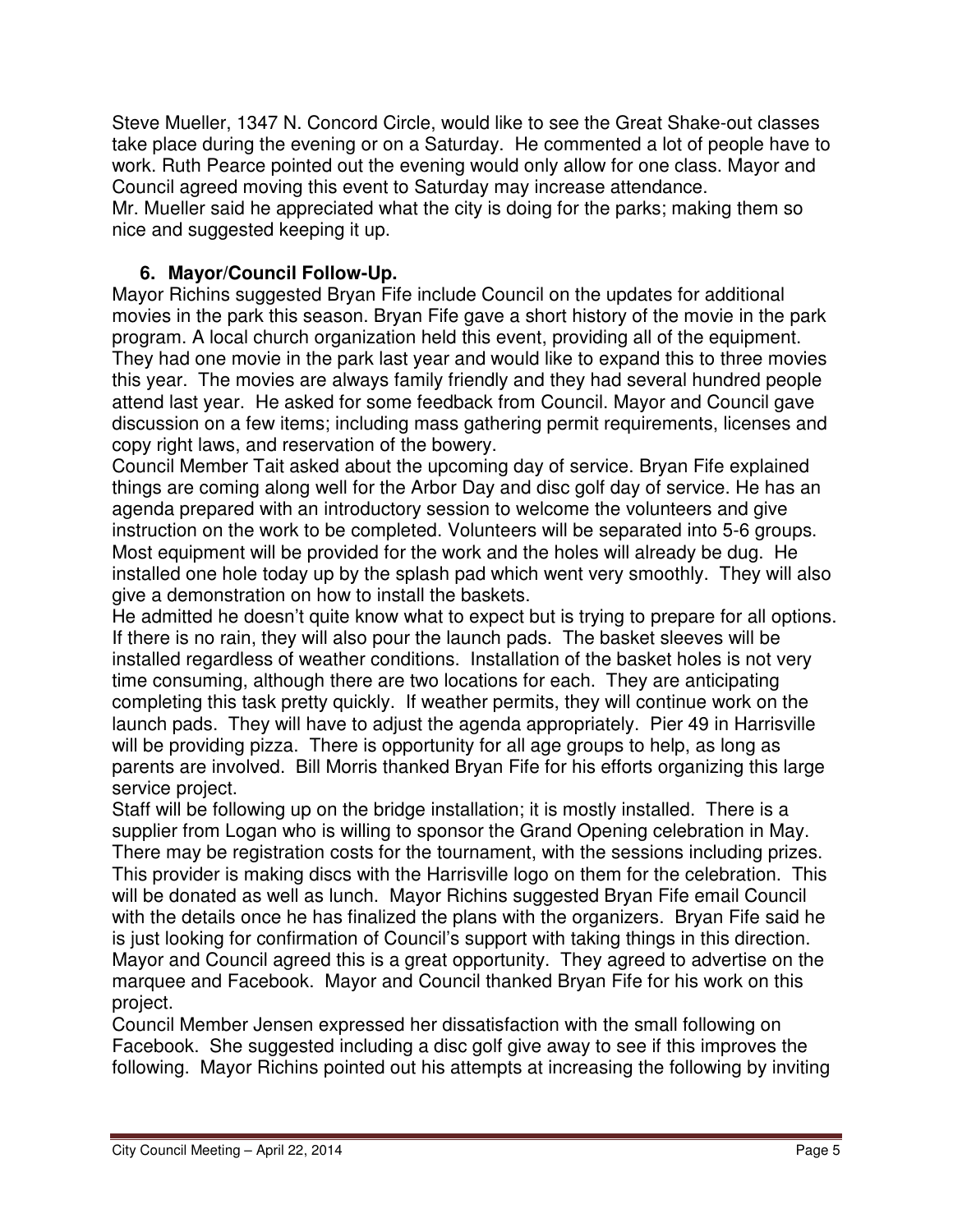Steve Mueller, 1347 N. Concord Circle, would like to see the Great Shake-out classes take place during the evening or on a Saturday. He commented a lot of people have to work. Ruth Pearce pointed out the evening would only allow for one class. Mayor and Council agreed moving this event to Saturday may increase attendance.
Mr. Mueller said he appreciated what the city is doing for the parks; making them so nice and suggested keeping it up.

**6. Mayor/Council Follow-Up.**

Mayor Richins suggested Bryan Fife include Council on the updates for additional movies in the park this season. Bryan Fife gave a short history of the movie in the park program. A local church organization held this event, providing all of the equipment. They had one movie in the park last year and would like to expand this to three movies this year. The movies are always family friendly and they had several hundred people attend last year. He asked for some feedback from Council. Mayor and Council gave discussion on a few items; including mass gathering permit requirements, licenses and copy right laws, and reservation of the bowery.
Council Member Tait asked about the upcoming day of service. Bryan Fife explained things are coming along well for the Arbor Day and disc golf day of service. He has an agenda prepared with an introductory session to welcome the volunteers and give instruction on the work to be completed. Volunteers will be separated into 5-6 groups. Most equipment will be provided for the work and the holes will already be dug. He installed one hole today up by the splash pad which went very smoothly. They will also give a demonstration on how to install the baskets.
He admitted he doesn't quite know what to expect but is trying to prepare for all options. If there is no rain, they will also pour the launch pads. The basket sleeves will be installed regardless of weather conditions. Installation of the basket holes is not very time consuming, although there are two locations for each. They are anticipating completing this task pretty quickly. If weather permits, they will continue work on the launch pads. They will have to adjust the agenda appropriately. Pier 49 in Harrisville will be providing pizza. There is opportunity for all age groups to help, as long as parents are involved. Bill Morris thanked Bryan Fife for his efforts organizing this large service project.
Staff will be following up on the bridge installation; it is mostly installed. There is a supplier from Logan who is willing to sponsor the Grand Opening celebration in May. There may be registration costs for the tournament, with the sessions including prizes. This provider is making discs with the Harrisville logo on them for the celebration. This will be donated as well as lunch. Mayor Richins suggested Bryan Fife email Council with the details once he has finalized the plans with the organizers. Bryan Fife said he is just looking for confirmation of Council's support with taking things in this direction. Mayor and Council agreed this is a great opportunity. They agreed to advertise on the marquee and Facebook. Mayor and Council thanked Bryan Fife for his work on this project.
Council Member Jensen expressed her dissatisfaction with the small following on Facebook. She suggested including a disc golf give away to see if this improves the following. Mayor Richins pointed out his attempts at increasing the following by inviting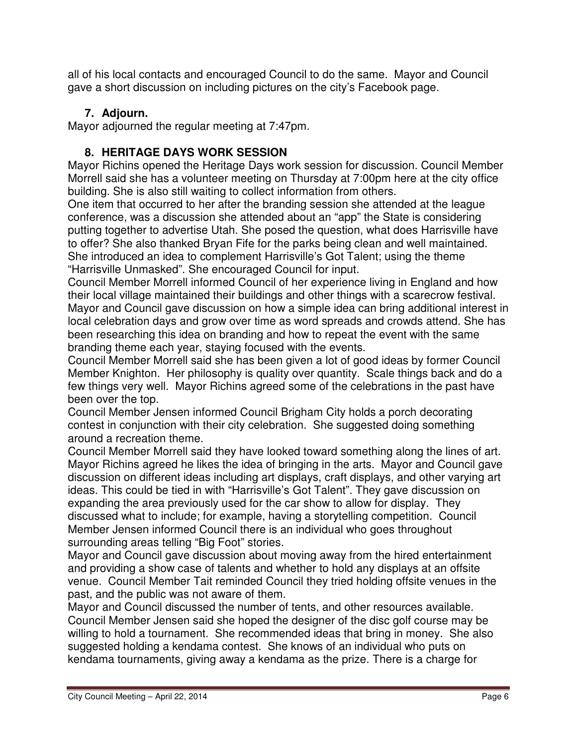all of his local contacts and encouraged Council to do the same. Mayor and Council gave a short discussion on including pictures on the city's Facebook page.

**7. Adjourn.**

Mayor adjourned the regular meeting at 7:47pm.

**8. HERITAGE DAYS WORK SESSION**

Mayor Richins opened the Heritage Days work session for discussion. Council Member Morrell said she has a volunteer meeting on Thursday at 7:00pm here at the city office building. She is also still waiting to collect information from others.

One item that occurred to her after the branding session she attended at the league conference, was a discussion she attended about an "app" the State is considering putting together to advertise Utah. She posed the question, what does Harrisville have to offer? She also thanked Bryan Fife for the parks being clean and well maintained. She introduced an idea to complement Harrisville's Got Talent; using the theme "Harrisville Unmasked". She encouraged Council for input.

Council Member Morrell informed Council of her experience living in England and how their local village maintained their buildings and other things with a scarecrow festival. Mayor and Council gave discussion on how a simple idea can bring additional interest in local celebration days and grow over time as word spreads and crowds attend. She has been researching this idea on branding and how to repeat the event with the same branding theme each year, staying focused with the events.

Council Member Morrell said she has been given a lot of good ideas by former Council Member Knighton. Her philosophy is quality over quantity. Scale things back and do a few things very well. Mayor Richins agreed some of the celebrations in the past have been over the top.

Council Member Jensen informed Council Brigham City holds a porch decorating contest in conjunction with their city celebration. She suggested doing something around a recreation theme.

Council Member Morrell said they have looked toward something along the lines of art. Mayor Richins agreed he likes the idea of bringing in the arts. Mayor and Council gave discussion on different ideas including art displays, craft displays, and other varying art ideas. This could be tied in with "Harrisville's Got Talent". They gave discussion on expanding the area previously used for the car show to allow for display. They discussed what to include; for example, having a storytelling competition. Council Member Jensen informed Council there is an individual who goes throughout surrounding areas telling "Big Foot" stories.

Mayor and Council gave discussion about moving away from the hired entertainment and providing a show case of talents and whether to hold any displays at an offsite venue. Council Member Tait reminded Council they tried holding offsite venues in the past, and the public was not aware of them.

Mayor and Council discussed the number of tents, and other resources available. Council Member Jensen said she hoped the designer of the disc golf course may be willing to hold a tournament. She recommended ideas that bring in money. She also suggested holding a kendama contest. She knows of an individual who puts on kendama tournaments, giving away a kendama as the prize. There is a charge for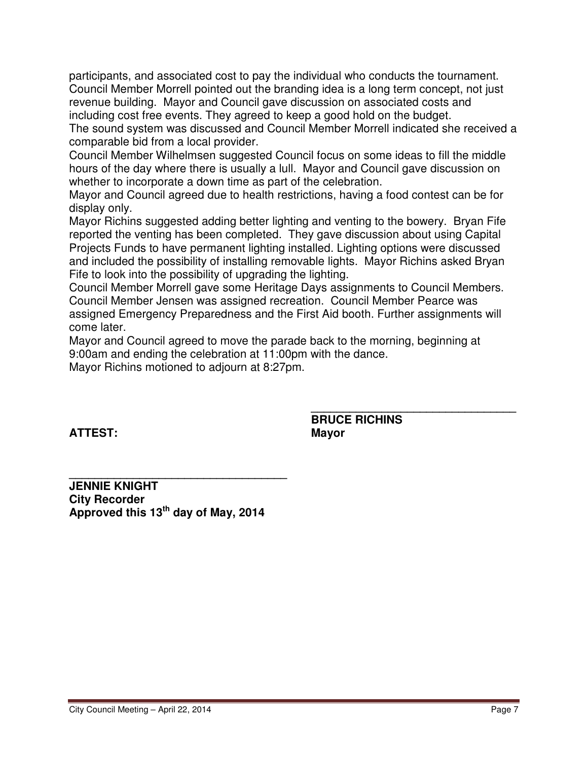participants, and associated cost to pay the individual who conducts the tournament. Council Member Morrell pointed out the branding idea is a long term concept, not just revenue building. Mayor and Council gave discussion on associated costs and including cost free events. They agreed to keep a good hold on the budget.

The sound system was discussed and Council Member Morrell indicated she received a comparable bid from a local provider.

Council Member Wilhelmsen suggested Council focus on some ideas to fill the middle hours of the day where there is usually a lull. Mayor and Council gave discussion on whether to incorporate a down time as part of the celebration.

Mayor and Council agreed due to health restrictions, having a food contest can be for display only.

Mayor Richins suggested adding better lighting and venting to the bowery. Bryan Fife reported the venting has been completed. They gave discussion about using Capital Projects Funds to have permanent lighting installed. Lighting options were discussed and included the possibility of installing removable lights. Mayor Richins asked Bryan Fife to look into the possibility of upgrading the lighting.

Council Member Morrell gave some Heritage Days assignments to Council Members. Council Member Jensen was assigned recreation. Council Member Pearce was assigned Emergency Preparedness and the First Aid booth. Further assignments will come later.

Mayor and Council agreed to move the parade back to the morning, beginning at 9:00am and ending the celebration at 11:00pm with the dance.

Mayor Richins motioned to adjourn at 8:27pm.

\_\_\_\_\_\_\_\_\_\_\_\_\_\_\_\_\_\_\_\_\_\_\_\_\_\_\_\_\_\_\_\_\_\_
**BRUCE RICHINS**
**Mayor**

**ATTEST:**

\_\_\_\_\_\_\_\_\_\_\_\_\_\_\_\_\_\_\_\_\_\_\_\_\_\_\_\_\_\_\_\_\_\_
**JENNIE KNIGHT**
**City Recorder**
**Approved this 13th day of May, 2014**